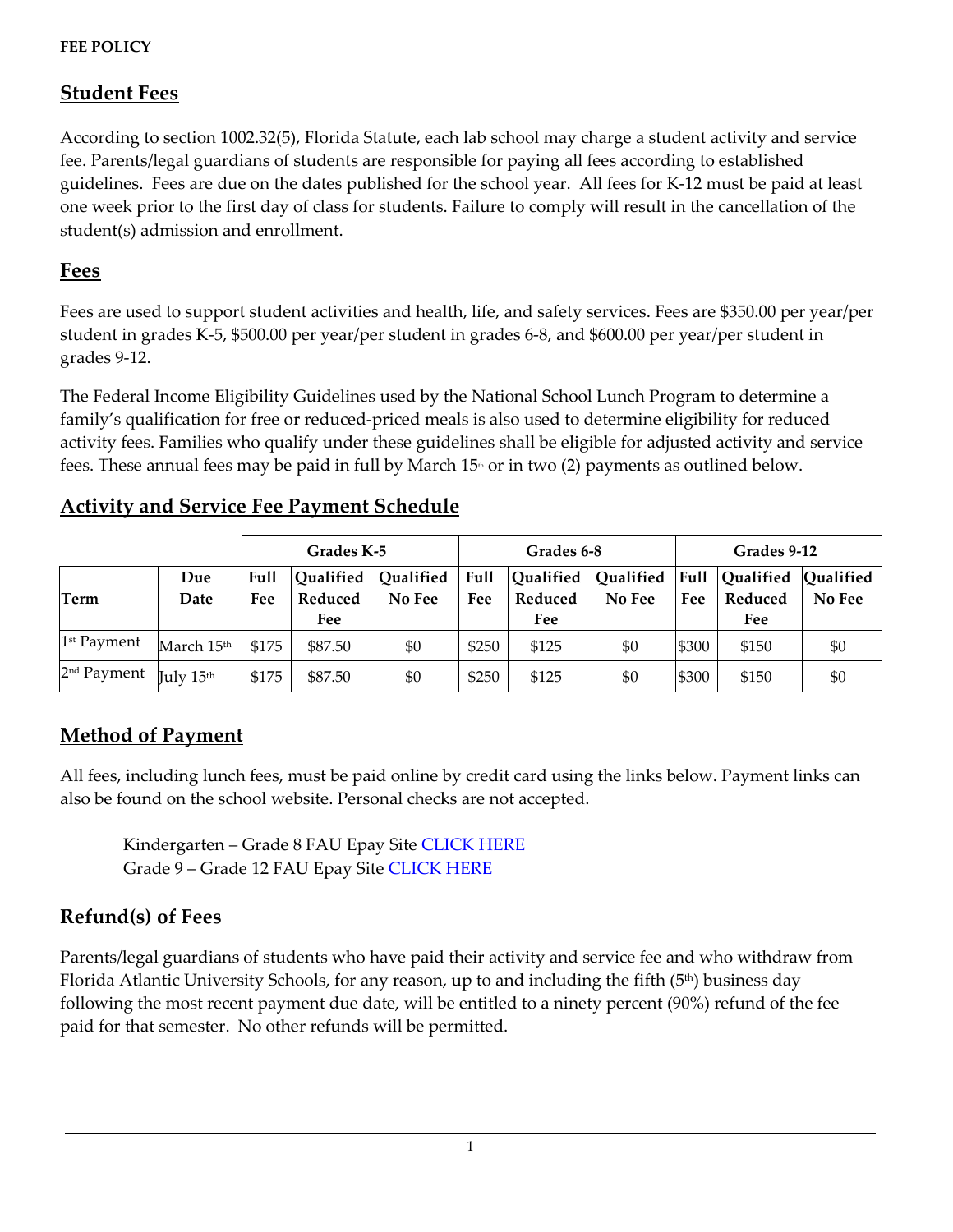**FEE POLICY**

## Student Fees

According to section 1002.32(5), Florida Statute, each lab school may charge a student activity and service fee. Parents/legal guardians of students are responsible for paying all fees according to established guidelines. Fees are due on the dates published for the school year. All fees for K-12 must be paid at least one week prior to the first day of class for students. Failure to comply will result in the cancellation of the student(s) admission and enrollment.

## Fees

Fees are used to support student activities and health, life, and safety services. Fees are $350.00 per year/per student in grades K-5, $500.00 per year/per student in grades 6-8, and $600.00 per year/per student in grades 9-12.

The Federal Income Eligibility Guidelines used by the National School Lunch Program to determine a family's qualification for free or reduced-priced meals is also used to determine eligibility for reduced activity fees. Families who qualify under these guidelines shall be eligible for adjusted activity and service fees. These annual fees may be paid in full by March 15th or in two (2) payments as outlined below.

## Activity and Service Fee Payment Schedule

| | | Grades K-5 | | | Grades 6-8 | | | Grades 9-12 | | |
|---|---|---|---|---|---|---|---|---|---|---|
| **Term** | **Due Date** | **Full Fee** | **Qualified Reduced Fee** | **Qualified No Fee** | **Full Fee** | **Qualified Reduced Fee** | **Qualified No Fee** | **Full Fee** | **Qualified Reduced Fee** | **Qualified No Fee** |
| 1st Payment | March 15th | $175 | $87.50 | $0 | $250 | $125 | $0 | $300 | $150 | $0 |
| 2nd Payment | July 15th | $175 | $87.50 | $0 | $250 | $125 | $0 | $300 | $150 | $0 |

## Method of Payment

All fees, including lunch fees, must be paid online by credit card using the links below. Payment links can also be found on the school website. Personal checks are not accepted.

Kindergarten – Grade 8 FAU Epay Site CLICK HERE
Grade 9 – Grade 12 FAU Epay Site CLICK HERE

## Refund(s) of Fees

Parents/legal guardians of students who have paid their activity and service fee and who withdraw from Florida Atlantic University Schools, for any reason, up to and including the fifth (5th) business day following the most recent payment due date, will be entitled to a ninety percent (90%) refund of the fee paid for that semester. No other refunds will be permitted.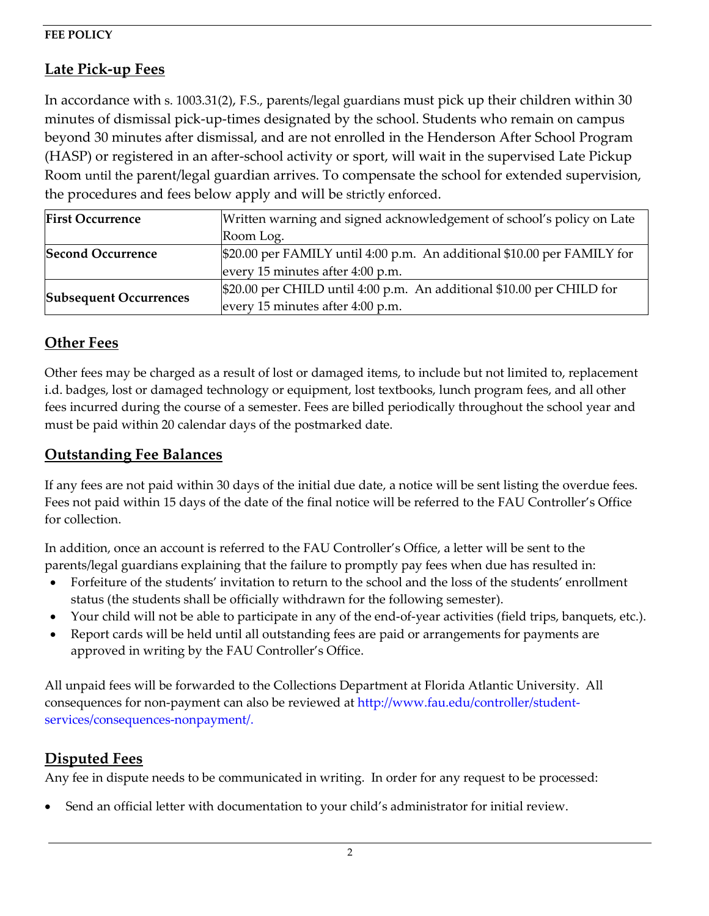**FEE POLICY**

## Late Pick-up Fees

In accordance with s. 1003.31(2), F.S., parents/legal guardians must pick up their children within 30 minutes of dismissal pick-up-times designated by the school. Students who remain on campus beyond 30 minutes after dismissal, and are not enrolled in the Henderson After School Program (HASP) or registered in an after-school activity or sport, will wait in the supervised Late Pickup Room until the parent/legal guardian arrives. To compensate the school for extended supervision, the procedures and fees below apply and will be strictly enforced.

| **First Occurrence** | Written warning and signed acknowledgement of school's policy on Late Room Log. |
|---|---|
| **Second Occurrence** | $20.00 per FAMILY until 4:00 p.m. An additional $10.00 per FAMILY for every 15 minutes after 4:00 p.m. |
| **Subsequent Occurrences** | $20.00 per CHILD until 4:00 p.m. An additional $10.00 per CHILD for every 15 minutes after 4:00 p.m. |

## Other Fees

Other fees may be charged as a result of lost or damaged items, to include but not limited to, replacement i.d. badges, lost or damaged technology or equipment, lost textbooks, lunch program fees, and all other fees incurred during the course of a semester. Fees are billed periodically throughout the school year and must be paid within 20 calendar days of the postmarked date.

## Outstanding Fee Balances

If any fees are not paid within 30 days of the initial due date, a notice will be sent listing the overdue fees. Fees not paid within 15 days of the date of the final notice will be referred to the FAU Controller's Office for collection.

In addition, once an account is referred to the FAU Controller's Office, a letter will be sent to the parents/legal guardians explaining that the failure to promptly pay fees when due has resulted in:

- Forfeiture of the students' invitation to return to the school and the loss of the students' enrollment status (the students shall be officially withdrawn for the following semester).
- Your child will not be able to participate in any of the end-of-year activities (field trips, banquets, etc.).
- Report cards will be held until all outstanding fees are paid or arrangements for payments are approved in writing by the FAU Controller's Office.

All unpaid fees will be forwarded to the Collections Department at Florida Atlantic University. All consequences for non-payment can also be reviewed at http://www.fau.edu/controller/student-services/consequences-nonpayment/.

## Disputed Fees

Any fee in dispute needs to be communicated in writing. In order for any request to be processed:

- Send an official letter with documentation to your child's administrator for initial review.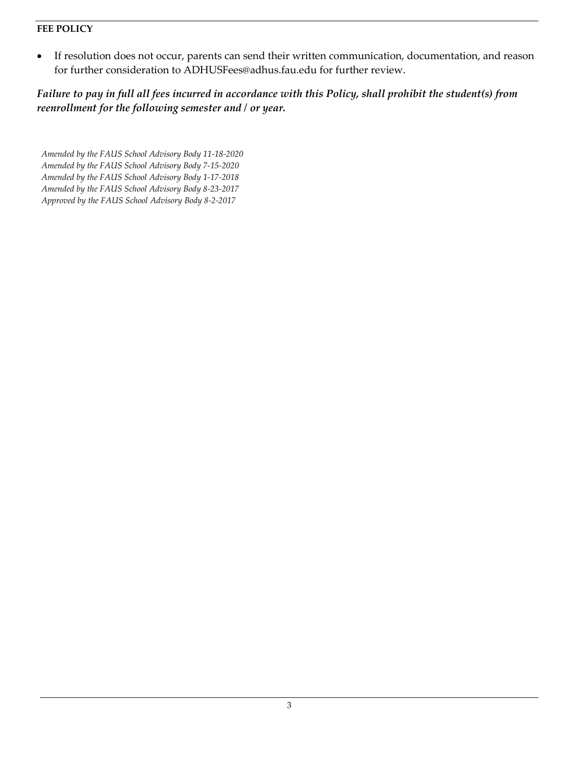**FEE POLICY**

- If resolution does not occur, parents can send their written communication, documentation, and reason for further consideration to ADHUSFees@adhus.fau.edu for further review.

***Failure to pay in full all fees incurred in accordance with this Policy, shall prohibit the student(s) from reenrollment for the following semester and / or year.***

*Amended by the FAUS School Advisory Body 11-18-2020*
*Amended by the FAUS School Advisory Body 7-15-2020*
*Amended by the FAUS School Advisory Body 1-17-2018*
*Amended by the FAUS School Advisory Body 8-23-2017*
*Approved by the FAUS School Advisory Body 8-2-2017*